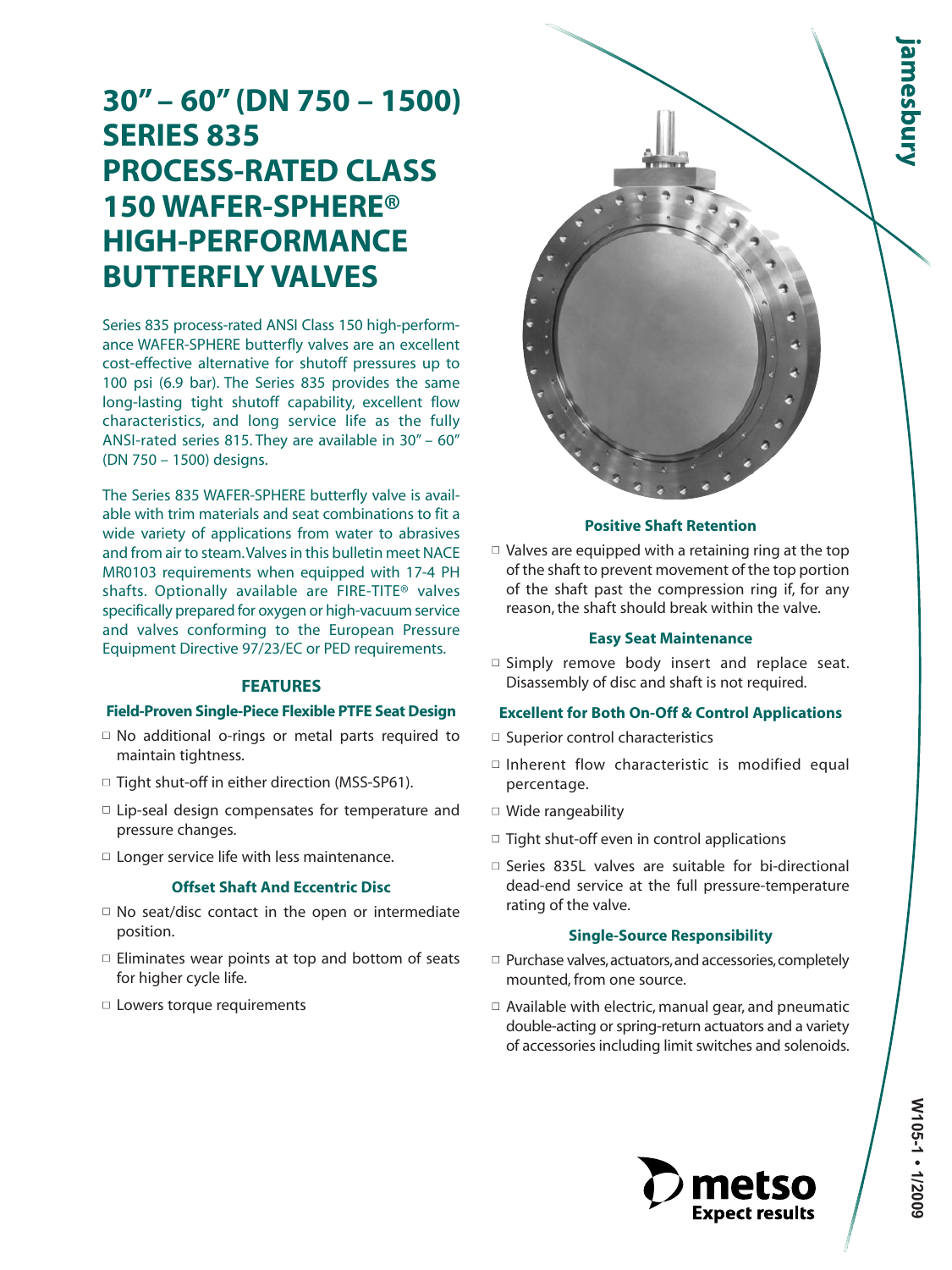# 30" – 60" (DN 750 – 1500) SERIES 835 PROCESS-RATED CLASS 150 WAFER-SPHERE® HIGH-PERFORMANCE BUTTERFLY VALVES

Series 835 process-rated ANSI Class 150 high-performance WAFER-SPHERE butterfly valves are an excellent cost-effective alternative for shutoff pressures up to 100 psi (6.9 bar). The Series 835 provides the same long-lasting tight shutoff capability, excellent flow characteristics, and long service life as the fully ANSI-rated series 815. They are available in 30" – 60" (DN 750 – 1500) designs.

The Series 835 WAFER-SPHERE butterfly valve is available with trim materials and seat combinations to fit a wide variety of applications from water to abrasives and from air to steam. Valves in this bulletin meet NACE MR0103 requirements when equipped with 17-4 PH shafts. Optionally available are FIRE-TITE® valves specifically prepared for oxygen or high-vacuum service and valves conforming to the European Pressure Equipment Directive 97/23/EC or PED requirements.

## FEATURES

### Field-Proven Single-Piece Flexible PTFE Seat Design

- No additional o-rings or metal parts required to maintain tightness.
- Tight shut-off in either direction (MSS-SP61).
- Lip-seal design compensates for temperature and pressure changes.
- Longer service life with less maintenance.

### Offset Shaft And Eccentric Disc

- No seat/disc contact in the open or intermediate position.
- Eliminates wear points at top and bottom of seats for higher cycle life.
- Lowers torque requirements

### Positive Shaft Retention

- Valves are equipped with a retaining ring at the top of the shaft to prevent movement of the top portion of the shaft past the compression ring if, for any reason, the shaft should break within the valve.

### Easy Seat Maintenance

- Simply remove body insert and replace seat. Disassembly of disc and shaft is not required.

### Excellent for Both On-Off & Control Applications

- Superior control characteristics
- Inherent flow characteristic is modified equal percentage.
- Wide rangeability
- Tight shut-off even in control applications
- Series 835L valves are suitable for bi-directional dead-end service at the full pressure-temperature rating of the valve.

### Single-Source Responsibility

- Purchase valves, actuators, and accessories, completely mounted, from one source.
- Available with electric, manual gear, and pneumatic double-acting or spring-return actuators and a variety of accessories including limit switches and solenoids.

W105-1 • 1/2009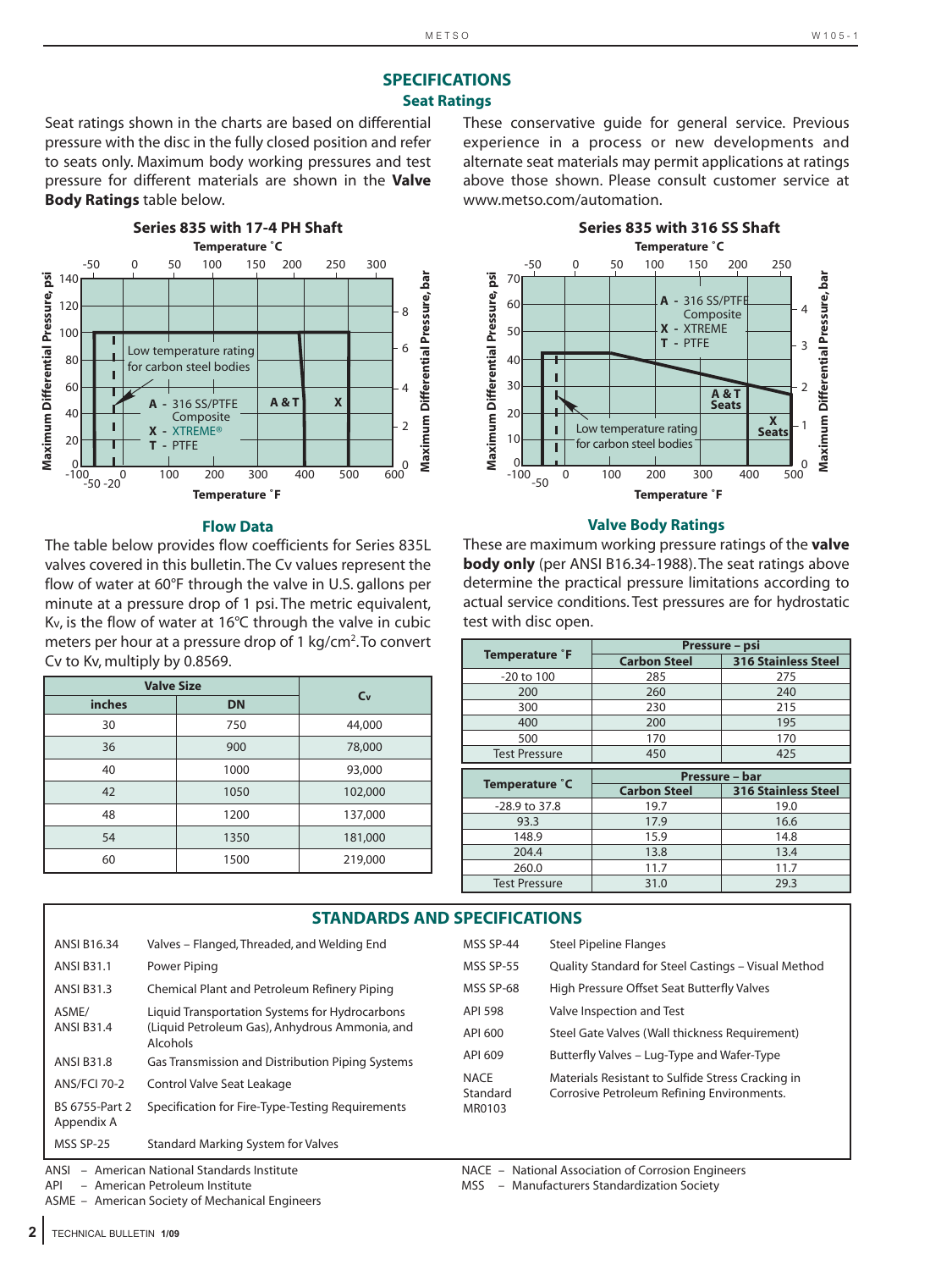## SPECIFICATIONS

### Seat Ratings

Seat ratings shown in the charts are based on differential pressure with the disc in the fully closed position and refer to seats only. Maximum body working pressures and test pressure for different materials are shown in the **Valve Body Ratings** table below.

These conservative guide for general service. Previous experience in a process or new developments and alternate seat materials may permit applications at ratings above those shown. Please consult customer service at www.metso.com/automation.

**Series 835 with 17-4 PH Shaft**

Temperature ˚C: -50, 0, 50, 100, 150, 200, 250, 300

Maximum Differential Pressure, psi: 0, 20, 40, 60, 80, 100, 120, 140

Maximum Differential Pressure, bar: 0, 2, 4, 6, 8

Temperature ˚F: -100, -50, -20, 0, 100, 200, 300, 400, 500, 600

Low temperature rating for carbon steel bodies

A - 316 SS/PTFE Composite
X - XTREME®
T - PTFE

A & T | X

**Series 835 with 316 SS Shaft**

Temperature ˚C: -50, 0, 50, 100, 150, 200, 250

Maximum Differential Pressure, psi: 0, 10, 20, 30, 40, 50, 60, 70

Maximum Differential Pressure, bar: 0, 1, 2, 3, 4

Temperature ˚F: -100, -50, 0, 100, 200, 300, 400, 500

A - 316 SS/PTFE Composite
X - XTREME
T - PTFE

A & T Seats | X Seats

Low temperature rating for carbon steel bodies

### Flow Data

The table below provides flow coefficients for Series 835L valves covered in this bulletin. The Cv values represent the flow of water at 60°F through the valve in U.S. gallons per minute at a pressure drop of 1 psi. The metric equivalent, Kv, is the flow of water at 16°C through the valve in cubic meters per hour at a pressure drop of 1 kg/cm². To convert Cv to Kv, multiply by 0.8569.

| Valve Size | | Cv |
|---|---|---|
| inches | DN | |
| 30 | 750 | 44,000 |
| 36 | 900 | 78,000 |
| 40 | 1000 | 93,000 |
| 42 | 1050 | 102,000 |
| 48 | 1200 | 137,000 |
| 54 | 1350 | 181,000 |
| 60 | 1500 | 219,000 |

### Valve Body Ratings

These are maximum working pressure ratings of the **valve body only** (per ANSI B16.34-1988). The seat ratings above determine the practical pressure limitations according to actual service conditions. Test pressures are for hydrostatic test with disc open.

| Temperature ˚F | Pressure – psi | |
|---|---|---|
| | Carbon Steel | 316 Stainless Steel |
| -20 to 100 | 285 | 275 |
| 200 | 260 | 240 |
| 300 | 230 | 215 |
| 400 | 200 | 195 |
| 500 | 170 | 170 |
| Test Pressure | 450 | 425 |

| Temperature ˚C | Pressure – bar | |
|---|---|---|
| | Carbon Steel | 316 Stainless Steel |
| -28.9 to 37.8 | 19.7 | 19.0 |
| 93.3 | 17.9 | 16.6 |
| 148.9 | 15.9 | 14.8 |
| 204.4 | 13.8 | 13.4 |
| 260.0 | 11.7 | 11.7 |
| Test Pressure | 31.0 | 29.3 |

## STANDARDS AND SPECIFICATIONS

| | |
|---|---|
| ANSI B16.34 | Valves – Flanged, Threaded, and Welding End |
| ANSI B31.1 | Power Piping |
| ANSI B31.3 | Chemical Plant and Petroleum Refinery Piping |
| ASME/ ANSI B31.4 | Liquid Transportation Systems for Hydrocarbons (Liquid Petroleum Gas), Anhydrous Ammonia, and Alcohols |
| ANSI B31.8 | Gas Transmission and Distribution Piping Systems |
| ANS/FCI 70-2 | Control Valve Seat Leakage |
| BS 6755-Part 2 Appendix A | Specification for Fire-Type-Testing Requirements |
| MSS SP-25 | Standard Marking System for Valves |
| MSS SP-44 | Steel Pipeline Flanges |
| MSS SP-55 | Quality Standard for Steel Castings – Visual Method |
| MSS SP-68 | High Pressure Offset Seat Butterfly Valves |
| API 598 | Valve Inspection and Test |
| API 600 | Steel Gate Valves (Wall thickness Requirement) |
| API 609 | Butterfly Valves – Lug-Type and Wafer-Type |
| NACE Standard MR0103 | Materials Resistant to Sulfide Stress Cracking in Corrosive Petroleum Refining Environments. |

ANSI – American National Standards Institute
API – American Petroleum Institute
ASME – American Society of Mechanical Engineers
NACE – National Association of Corrosion Engineers
MSS – Manufacturers Standardization Society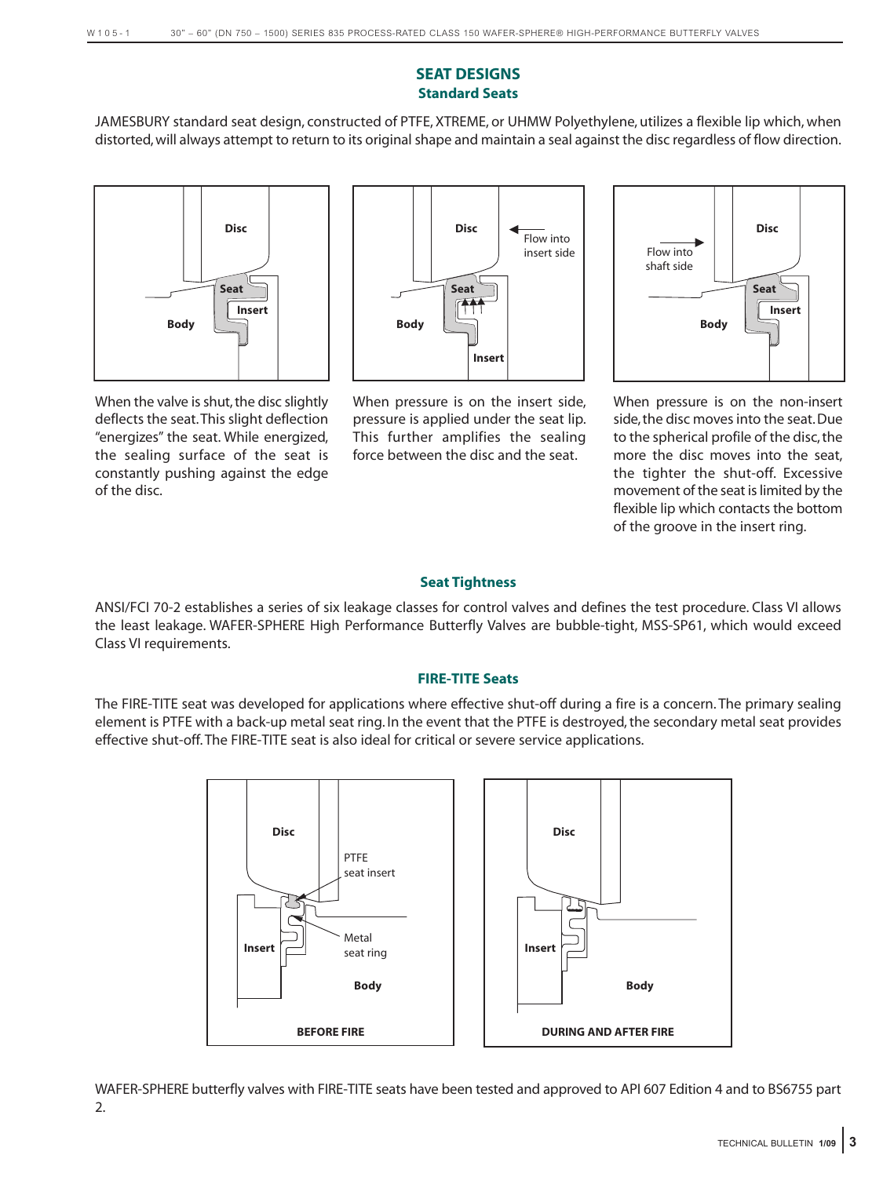## SEAT DESIGNS

### Standard Seats

JAMESBURY standard seat design, constructed of PTFE, XTREME, or UHMW Polyethylene, utilizes a flexible lip which, when distorted, will always attempt to return to its original shape and maintain a seal against the disc regardless of flow direction.

When the valve is shut, the disc slightly deflects the seat. This slight deflection "energizes" the seat. While energized, the sealing surface of the seat is constantly pushing against the edge of the disc.

When pressure is on the insert side, pressure is applied under the seat lip. This further amplifies the sealing force between the disc and the seat.

When pressure is on the non-insert side, the disc moves into the seat. Due to the spherical profile of the disc, the more the disc moves into the seat, the tighter the shut-off. Excessive movement of the seat is limited by the flexible lip which contacts the bottom of the groove in the insert ring.

### Seat Tightness

ANSI/FCI 70-2 establishes a series of six leakage classes for control valves and defines the test procedure. Class VI allows the least leakage. WAFER-SPHERE High Performance Butterfly Valves are bubble-tight, MSS-SP61, which would exceed Class VI requirements.

### FIRE-TITE Seats

The FIRE-TITE seat was developed for applications where effective shut-off during a fire is a concern. The primary sealing element is PTFE with a back-up metal seat ring. In the event that the PTFE is destroyed, the secondary metal seat provides effective shut-off. The FIRE-TITE seat is also ideal for critical or severe service applications.

WAFER-SPHERE butterfly valves with FIRE-TITE seats have been tested and approved to API 607 Edition 4 and to BS6755 part 2.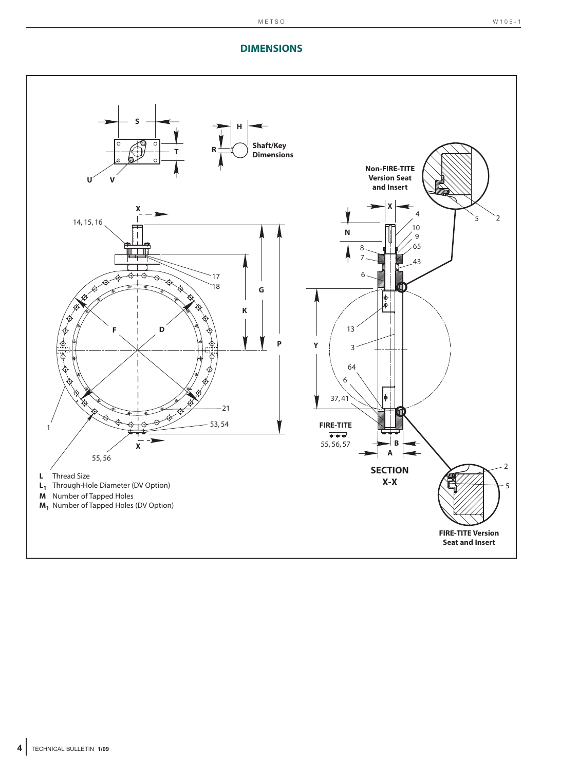## DIMENSIONS

**L** Thread Size

$L_1$ Through-Hole Diameter (DV Option)

**M** Number of Tapped Holes

$M_1$ Number of Tapped Holes (DV Option)

**Shaft/Key Dimensions**

**Non-FIRE-TITE Version Seat and Insert**

**FIRE-TITE Version Seat and Insert**

**SECTION X-X**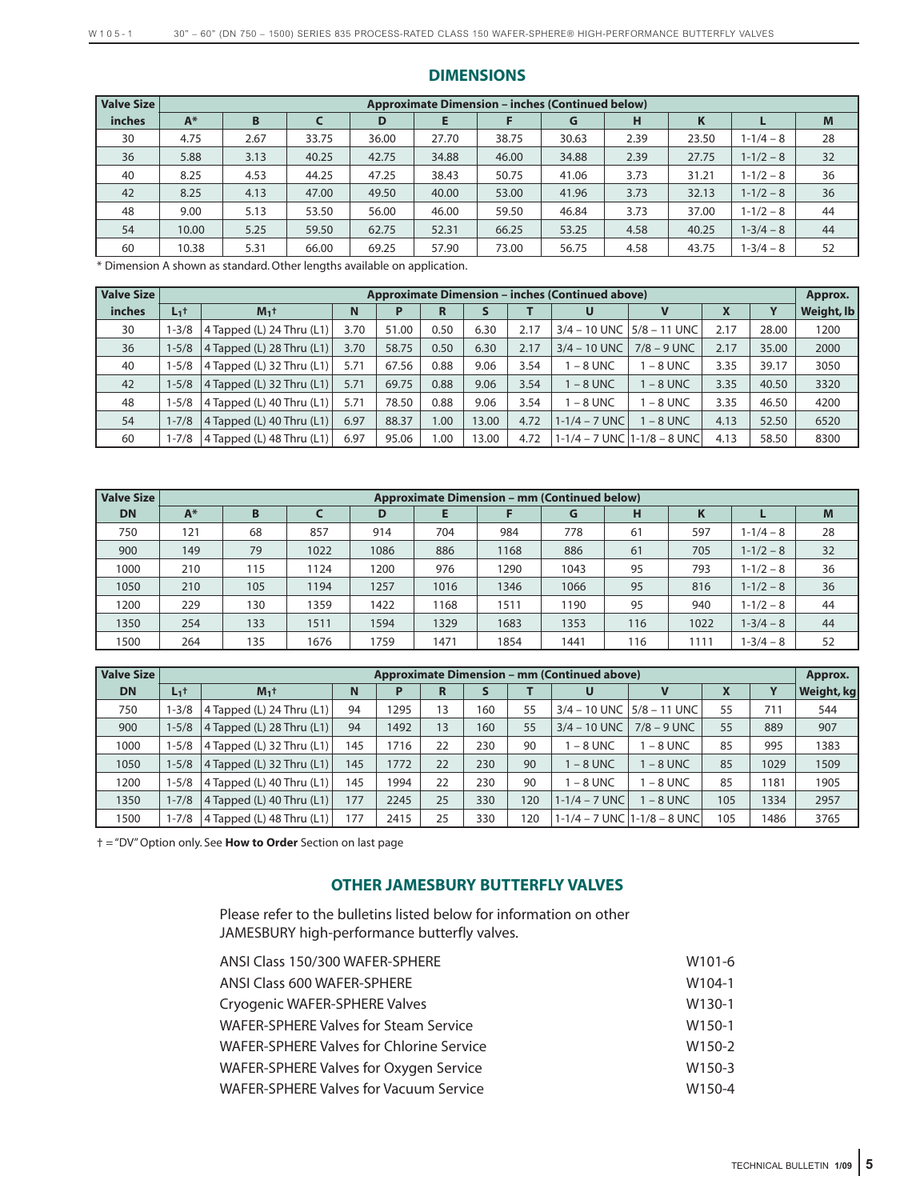## DIMENSIONS

| Valve Size | Approximate Dimension – inches (Continued below) | | | | | | | | | | |
|---|---|---|---|---|---|---|---|---|---|---|---|
| inches | A* | B | C | D | E | F | G | H | K | L | M |
| 30 | 4.75 | 2.67 | 33.75 | 36.00 | 27.70 | 38.75 | 30.63 | 2.39 | 23.50 | 1-1/4 – 8 | 28 |
| 36 | 5.88 | 3.13 | 40.25 | 42.75 | 34.88 | 46.00 | 34.88 | 2.39 | 27.75 | 1-1/2 – 8 | 32 |
| 40 | 8.25 | 4.53 | 44.25 | 47.25 | 38.43 | 50.75 | 41.06 | 3.73 | 31.21 | 1-1/2 – 8 | 36 |
| 42 | 8.25 | 4.13 | 47.00 | 49.50 | 40.00 | 53.00 | 41.96 | 3.73 | 32.13 | 1-1/2 – 8 | 36 |
| 48 | 9.00 | 5.13 | 53.50 | 56.00 | 46.00 | 59.50 | 46.84 | 3.73 | 37.00 | 1-1/2 – 8 | 44 |
| 54 | 10.00 | 5.25 | 59.50 | 62.75 | 52.31 | 66.25 | 53.25 | 4.58 | 40.25 | 1-3/4 – 8 | 44 |
| 60 | 10.38 | 5.31 | 66.00 | 69.25 | 57.90 | 73.00 | 56.75 | 4.58 | 43.75 | 1-3/4 – 8 | 52 |

* Dimension A shown as standard. Other lengths available on application.

| Valve Size | Approximate Dimension – inches (Continued above) | | | | | | | | | | | Approx. |
|---|---|---|---|---|---|---|---|---|---|---|---|---|
| inches | $L_1$† | $M_1$† | N | P | R | S | T | U | V | X | Y | Weight, lb |
| 30 | 1-3/8 | 4 Tapped (L) 24 Thru (L1) | 3.70 | 51.00 | 0.50 | 6.30 | 2.17 | 3/4 – 10 UNC | 5/8 – 11 UNC | 2.17 | 28.00 | 1200 |
| 36 | 1-5/8 | 4 Tapped (L) 28 Thru (L1) | 3.70 | 58.75 | 0.50 | 6.30 | 2.17 | 3/4 – 10 UNC | 7/8 – 9 UNC | 2.17 | 35.00 | 2000 |
| 40 | 1-5/8 | 4 Tapped (L) 32 Thru (L1) | 5.71 | 67.56 | 0.88 | 9.06 | 3.54 | 1 – 8 UNC | 1 – 8 UNC | 3.35 | 39.17 | 3050 |
| 42 | 1-5/8 | 4 Tapped (L) 32 Thru (L1) | 5.71 | 69.75 | 0.88 | 9.06 | 3.54 | 1 – 8 UNC | 1 – 8 UNC | 3.35 | 40.50 | 3320 |
| 48 | 1-5/8 | 4 Tapped (L) 40 Thru (L1) | 5.71 | 78.50 | 0.88 | 9.06 | 3.54 | 1 – 8 UNC | 1 – 8 UNC | 3.35 | 46.50 | 4200 |
| 54 | 1-7/8 | 4 Tapped (L) 40 Thru (L1) | 6.97 | 88.37 | 1.00 | 13.00 | 4.72 | 1-1/4 – 7 UNC | 1 – 8 UNC | 4.13 | 52.50 | 6520 |
| 60 | 1-7/8 | 4 Tapped (L) 48 Thru (L1) | 6.97 | 95.06 | 1.00 | 13.00 | 4.72 | 1-1/4 – 7 UNC | 1-1/8 – 8 UNC | 4.13 | 58.50 | 8300 |

| Valve Size | Approximate Dimension – mm (Continued below) | | | | | | | | | | |
|---|---|---|---|---|---|---|---|---|---|---|---|
| DN | A* | B | C | D | E | F | G | H | K | L | M |
| 750 | 121 | 68 | 857 | 914 | 704 | 984 | 778 | 61 | 597 | 1-1/4 – 8 | 28 |
| 900 | 149 | 79 | 1022 | 1086 | 886 | 1168 | 886 | 61 | 705 | 1-1/2 – 8 | 32 |
| 1000 | 210 | 115 | 1124 | 1200 | 976 | 1290 | 1043 | 95 | 793 | 1-1/2 – 8 | 36 |
| 1050 | 210 | 105 | 1194 | 1257 | 1016 | 1346 | 1066 | 95 | 816 | 1-1/2 – 8 | 36 |
| 1200 | 229 | 130 | 1359 | 1422 | 1168 | 1511 | 1190 | 95 | 940 | 1-1/2 – 8 | 44 |
| 1350 | 254 | 133 | 1511 | 1594 | 1329 | 1683 | 1353 | 116 | 1022 | 1-3/4 – 8 | 44 |
| 1500 | 264 | 135 | 1676 | 1759 | 1471 | 1854 | 1441 | 116 | 1111 | 1-3/4 – 8 | 52 |

| Valve Size | Approximate Dimension – mm (Continued above) | | | | | | | | | | | Approx. |
|---|---|---|---|---|---|---|---|---|---|---|---|---|
| DN | $L_1$† | $M_1$† | N | P | R | S | T | U | V | X | Y | Weight, kg |
| 750 | 1-3/8 | 4 Tapped (L) 24 Thru (L1) | 94 | 1295 | 13 | 160 | 55 | 3/4 – 10 UNC | 5/8 – 11 UNC | 55 | 711 | 544 |
| 900 | 1-5/8 | 4 Tapped (L) 28 Thru (L1) | 94 | 1492 | 13 | 160 | 55 | 3/4 – 10 UNC | 7/8 – 9 UNC | 55 | 889 | 907 |
| 1000 | 1-5/8 | 4 Tapped (L) 32 Thru (L1) | 145 | 1716 | 22 | 230 | 90 | 1 – 8 UNC | 1 – 8 UNC | 85 | 995 | 1383 |
| 1050 | 1-5/8 | 4 Tapped (L) 32 Thru (L1) | 145 | 1772 | 22 | 230 | 90 | 1 – 8 UNC | 1 – 8 UNC | 85 | 1029 | 1509 |
| 1200 | 1-5/8 | 4 Tapped (L) 40 Thru (L1) | 145 | 1994 | 22 | 230 | 90 | 1 – 8 UNC | 1 – 8 UNC | 85 | 1181 | 1905 |
| 1350 | 1-7/8 | 4 Tapped (L) 40 Thru (L1) | 177 | 2245 | 25 | 330 | 120 | 1-1/4 – 7 UNC | 1 – 8 UNC | 105 | 1334 | 2957 |
| 1500 | 1-7/8 | 4 Tapped (L) 48 Thru (L1) | 177 | 2415 | 25 | 330 | 120 | 1-1/4 – 7 UNC | 1-1/8 – 8 UNC | 105 | 1486 | 3765 |

† = "DV" Option only. See **How to Order** Section on last page

## OTHER JAMESBURY BUTTERFLY VALVES

Please refer to the bulletins listed below for information on other JAMESBURY high-performance butterfly valves.

| | |
|---|---|
| ANSI Class 150/300 WAFER-SPHERE | W101-6 |
| ANSI Class 600 WAFER-SPHERE | W104-1 |
| Cryogenic WAFER-SPHERE Valves | W130-1 |
| WAFER-SPHERE Valves for Steam Service | W150-1 |
| WAFER-SPHERE Valves for Chlorine Service | W150-2 |
| WAFER-SPHERE Valves for Oxygen Service | W150-3 |
| WAFER-SPHERE Valves for Vacuum Service | W150-4 |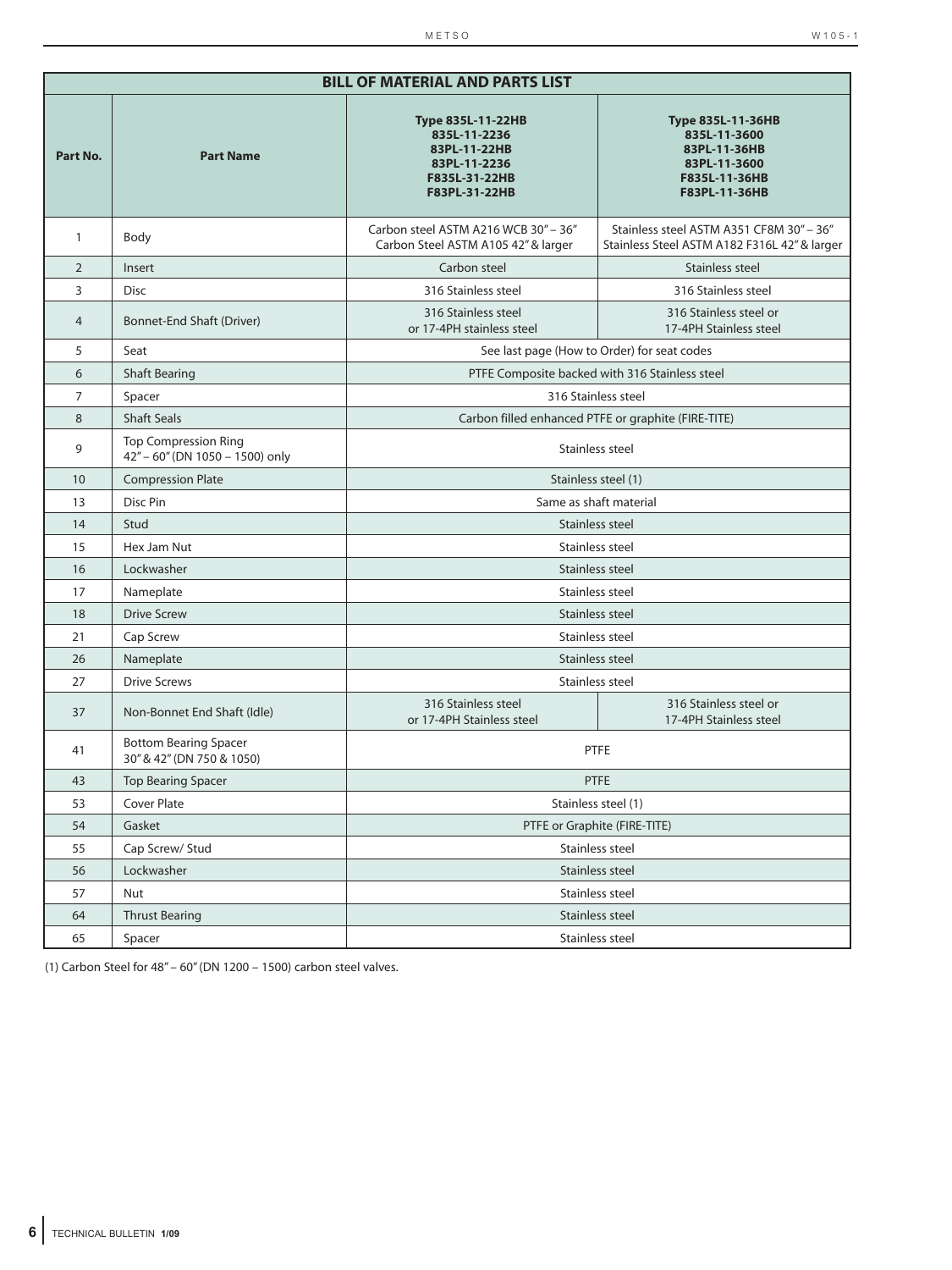## BILL OF MATERIAL AND PARTS LIST

| Part No. | Part Name | Type 835L-11-22HB 835L-11-2236 83PL-11-22HB 83PL-11-2236 F835L-31-22HB F83PL-31-22HB | Type 835L-11-36HB 835L-11-3600 83PL-11-36HB 83PL-11-3600 F835L-11-36HB F83PL-11-36HB |
|---|---|---|---|
| 1 | Body | Carbon steel ASTM A216 WCB 30" – 36" Carbon Steel ASTM A105 42" & larger | Stainless steel ASTM A351 CF8M 30" – 36" Stainless Steel ASTM A182 F316L 42" & larger |
| 2 | Insert | Carbon steel | Stainless steel |
| 3 | Disc | 316 Stainless steel | 316 Stainless steel |
| 4 | Bonnet-End Shaft (Driver) | 316 Stainless steel or 17-4PH stainless steel | 316 Stainless steel or 17-4PH Stainless steel |
| 5 | Seat | See last page (How to Order) for seat codes | |
| 6 | Shaft Bearing | PTFE Composite backed with 316 Stainless steel | |
| 7 | Spacer | 316 Stainless steel | |
| 8 | Shaft Seals | Carbon filled enhanced PTFE or graphite (FIRE-TITE) | |
| 9 | Top Compression Ring 42" – 60" (DN 1050 – 1500) only | Stainless steel | |
| 10 | Compression Plate | Stainless steel (1) | |
| 13 | Disc Pin | Same as shaft material | |
| 14 | Stud | Stainless steel | |
| 15 | Hex Jam Nut | Stainless steel | |
| 16 | Lockwasher | Stainless steel | |
| 17 | Nameplate | Stainless steel | |
| 18 | Drive Screw | Stainless steel | |
| 21 | Cap Screw | Stainless steel | |
| 26 | Nameplate | Stainless steel | |
| 27 | Drive Screws | Stainless steel | |
| 37 | Non-Bonnet End Shaft (Idle) | 316 Stainless steel or 17-4PH Stainless steel | 316 Stainless steel or 17-4PH Stainless steel |
| 41 | Bottom Bearing Spacer 30" & 42" (DN 750 & 1050) | PTFE | |
| 43 | Top Bearing Spacer | PTFE | |
| 53 | Cover Plate | Stainless steel (1) | |
| 54 | Gasket | PTFE or Graphite (FIRE-TITE) | |
| 55 | Cap Screw/ Stud | Stainless steel | |
| 56 | Lockwasher | Stainless steel | |
| 57 | Nut | Stainless steel | |
| 64 | Thrust Bearing | Stainless steel | |
| 65 | Spacer | Stainless steel | |

(1) Carbon Steel for 48" – 60" (DN 1200 – 1500) carbon steel valves.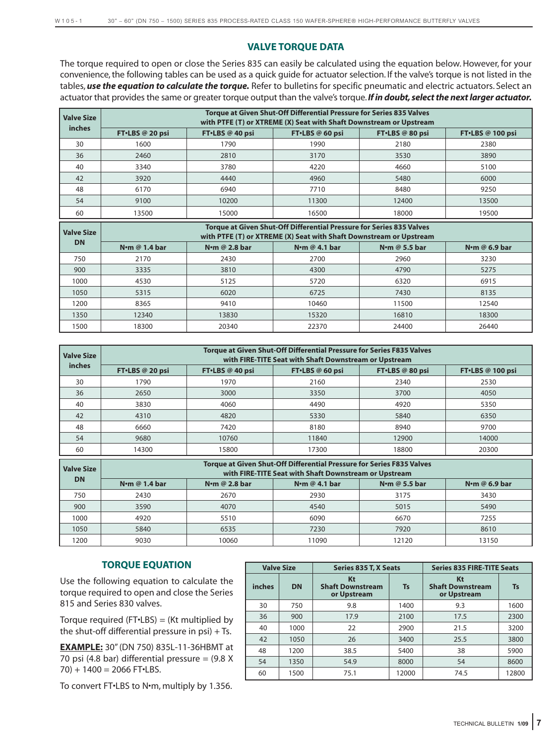## VALVE TORQUE DATA

The torque required to open or close the Series 835 can easily be calculated using the equation below. However, for your convenience, the following tables can be used as a quick guide for actuator selection. If the valve's torque is not listed in the tables, ***use the equation to calculate the torque.*** Refer to bulletins for specific pneumatic and electric actuators. Select an actuator that provides the same or greater torque output than the valve's torque. ***If in doubt, select the next larger actuator.***

| Valve Size inches | Torque at Given Shut-Off Differential Pressure for Series 835 Valves with PTFE (T) or XTREME (X) Seat with Shaft Downstream or Upstream | | | | |
|---|---|---|---|---|---|
| | FT•LBS @ 20 psi | FT•LBS @ 40 psi | FT•LBS @ 60 psi | FT•LBS @ 80 psi | FT•LBS @ 100 psi |
| 30 | 1600 | 1790 | 1990 | 2180 | 2380 |
| 36 | 2460 | 2810 | 3170 | 3530 | 3890 |
| 40 | 3340 | 3780 | 4220 | 4660 | 5100 |
| 42 | 3920 | 4440 | 4960 | 5480 | 6000 |
| 48 | 6170 | 6940 | 7710 | 8480 | 9250 |
| 54 | 9100 | 10200 | 11300 | 12400 | 13500 |
| 60 | 13500 | 15000 | 16500 | 18000 | 19500 |

| Valve Size DN | Torque at Given Shut-Off Differential Pressure for Series 835 Valves with PTFE (T) or XTREME (X) Seat with Shaft Downstream or Upstream | | | | |
|---|---|---|---|---|---|
| | N•m @ 1.4 bar | N•m @ 2.8 bar | N•m @ 4.1 bar | N•m @ 5.5 bar | N•m @ 6.9 bar |
| 750 | 2170 | 2430 | 2700 | 2960 | 3230 |
| 900 | 3335 | 3810 | 4300 | 4790 | 5275 |
| 1000 | 4530 | 5125 | 5720 | 6320 | 6915 |
| 1050 | 5315 | 6020 | 6725 | 7430 | 8135 |
| 1200 | 8365 | 9410 | 10460 | 11500 | 12540 |
| 1350 | 12340 | 13830 | 15320 | 16810 | 18300 |
| 1500 | 18300 | 20340 | 22370 | 24400 | 26440 |

| Valve Size inches | Torque at Given Shut-Off Differential Pressure for Series F835 Valves with FIRE-TITE Seat with Shaft Downstream or Upstream | | | | |
|---|---|---|---|---|---|
| | FT•LBS @ 20 psi | FT•LBS @ 40 psi | FT•LBS @ 60 psi | FT•LBS @ 80 psi | FT•LBS @ 100 psi |
| 30 | 1790 | 1970 | 2160 | 2340 | 2530 |
| 36 | 2650 | 3000 | 3350 | 3700 | 4050 |
| 40 | 3830 | 4060 | 4490 | 4920 | 5350 |
| 42 | 4310 | 4820 | 5330 | 5840 | 6350 |
| 48 | 6660 | 7420 | 8180 | 8940 | 9700 |
| 54 | 9680 | 10760 | 11840 | 12900 | 14000 |
| 60 | 14300 | 15800 | 17300 | 18800 | 20300 |

| Valve Size DN | Torque at Given Shut-Off Differential Pressure for Series F835 Valves with FIRE-TITE Seat with Shaft Downstream or Upstream | | | | |
|---|---|---|---|---|---|
| | N•m @ 1.4 bar | N•m @ 2.8 bar | N•m @ 4.1 bar | N•m @ 5.5 bar | N•m @ 6.9 bar |
| 750 | 2430 | 2670 | 2930 | 3175 | 3430 |
| 900 | 3590 | 4070 | 4540 | 5015 | 5490 |
| 1000 | 4920 | 5510 | 6090 | 6670 | 7255 |
| 1050 | 5840 | 6535 | 7230 | 7920 | 8610 |
| 1200 | 9030 | 10060 | 11090 | 12120 | 13150 |

### TORQUE EQUATION

Use the following equation to calculate the torque required to open and close the Series 815 and Series 830 valves.

Torque required (FT•LBS) = (Kt multiplied by the shut-off differential pressure in psi) + Ts.

**EXAMPLE:** 30" (DN 750) 835L-11-36HBMT at 70 psi (4.8 bar) differential pressure = (9.8 X 70) + 1400 = 2066 FT•LBS.

To convert FT•LBS to N•m, multiply by 1.356.

| Valve Size | | Series 835 T, X Seats | | Series 835 FIRE-TITE Seats | |
|---|---|---|---|---|---|
| inches | DN | Kt Shaft Downstream or Upstream | Ts | Kt Shaft Downstream or Upstream | Ts |
| 30 | 750 | 9.8 | 1400 | 9.3 | 1600 |
| 36 | 900 | 17.9 | 2100 | 17.5 | 2300 |
| 40 | 1000 | 22 | 2900 | 21.5 | 3200 |
| 42 | 1050 | 26 | 3400 | 25.5 | 3800 |
| 48 | 1200 | 38.5 | 5400 | 38 | 5900 |
| 54 | 1350 | 54.9 | 8000 | 54 | 8600 |
| 60 | 1500 | 75.1 | 12000 | 74.5 | 12800 |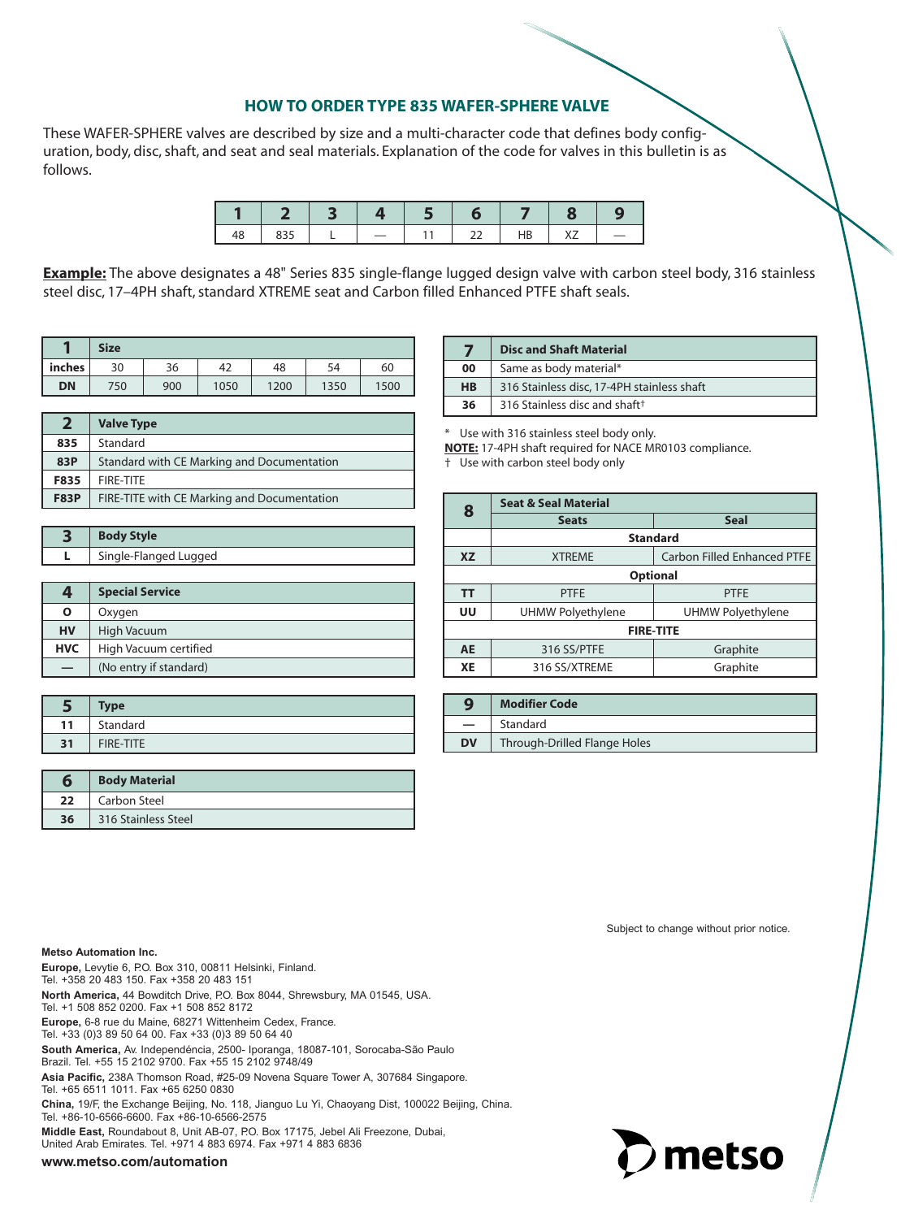## HOW TO ORDER TYPE 835 WAFER-SPHERE VALVE

These WAFER-SPHERE valves are described by size and a multi-character code that defines body configuration, body, disc, shaft, and seat and seal materials. Explanation of the code for valves in this bulletin is as follows.

| 1 | 2 | 3 | 4 | 5 | 6 | 7 | 8 | 9 |
|---|---|---|---|---|---|---|---|---|
| 48 | 835 | L | — | 11 | 22 | HB | XZ | — |

**Example:** The above designates a 48" Series 835 single-flange lugged design valve with carbon steel body, 316 stainless steel disc, 17–4PH shaft, standard XTREME seat and Carbon filled Enhanced PTFE shaft seals.

| 1 | Size | | | | | |
|---|---|---|---|---|---|---|
| inches | 30 | 36 | 42 | 48 | 54 | 60 |
| DN | 750 | 900 | 1050 | 1200 | 1350 | 1500 |

| 2 | Valve Type |
|---|---|
| 835 | Standard |
| 83P | Standard with CE Marking and Documentation |
| F835 | FIRE-TITE |
| F83P | FIRE-TITE with CE Marking and Documentation |

| 3 | Body Style |
|---|---|
| L | Single-Flanged Lugged |

| 4 | Special Service |
|---|---|
| O | Oxygen |
| HV | High Vacuum |
| HVC | High Vacuum certified |
| — | (No entry if standard) |

| 5 | Type |
|---|---|
| 11 | Standard |
| 31 | FIRE-TITE |

| 6 | Body Material |
|---|---|
| 22 | Carbon Steel |
| 36 | 316 Stainless Steel |

| 7 | Disc and Shaft Material |
|---|---|
| 00 | Same as body material* |
| HB | 316 Stainless disc, 17-4PH stainless shaft |
| 36 | 316 Stainless disc and shaft† |

\* Use with 316 stainless steel body only.
**NOTE:** 17-4PH shaft required for NACE MR0103 compliance.
† Use with carbon steel body only

| 8 | Seat & Seal Material | |
|---|---|---|
| | Seats | Seal |
| | Standard | |
| XZ | XTREME | Carbon Filled Enhanced PTFE |
| | Optional | |
| TT | PTFE | PTFE |
| UU | UHMW Polyethylene | UHMW Polyethylene |
| | FIRE-TITE | |
| AE | 316 SS/PTFE | Graphite |
| XE | 316 SS/XTREME | Graphite |

| 9 | Modifier Code |
|---|---|
| — | Standard |
| DV | Through-Drilled Flange Holes |

Subject to change without prior notice.

**Metso Automation Inc.**

**Europe,** Levytie 6, P.O. Box 310, 00811 Helsinki, Finland.
Tel. +358 20 483 150. Fax +358 20 483 151

**North America,** 44 Bowditch Drive, P.O. Box 8044, Shrewsbury, MA 01545, USA.
Tel. +1 508 852 0200. Fax +1 508 852 8172

**Europe,** 6-8 rue du Maine, 68271 Wittenheim Cedex, France.
Tel. +33 (0)3 89 50 64 00. Fax +33 (0)3 89 50 64 40

**South America,** Av. Independência, 2500- Iporanga, 18087-101, Sorocaba-São Paulo
Brazil. Tel. +55 15 2102 9700. Fax +55 15 2102 9748/49

**Asia Pacific,** 238A Thomson Road, #25-09 Novena Square Tower A, 307684 Singapore.
Tel. +65 6511 1011. Fax +65 6250 0830

**China,** 19/F, the Exchange Beijing, No. 118, Jianguo Lu Yi, Chaoyang Dist, 100022 Beijing, China.
Tel. +86-10-6566-6600. Fax +86-10-6566-2575

**Middle East,** Roundabout 8, Unit AB-07, P.O. Box 17175, Jebel Ali Freezone, Dubai,
United Arab Emirates. Tel. +971 4 883 6974. Fax +971 4 883 6836

**www.metso.com/automation**

metso